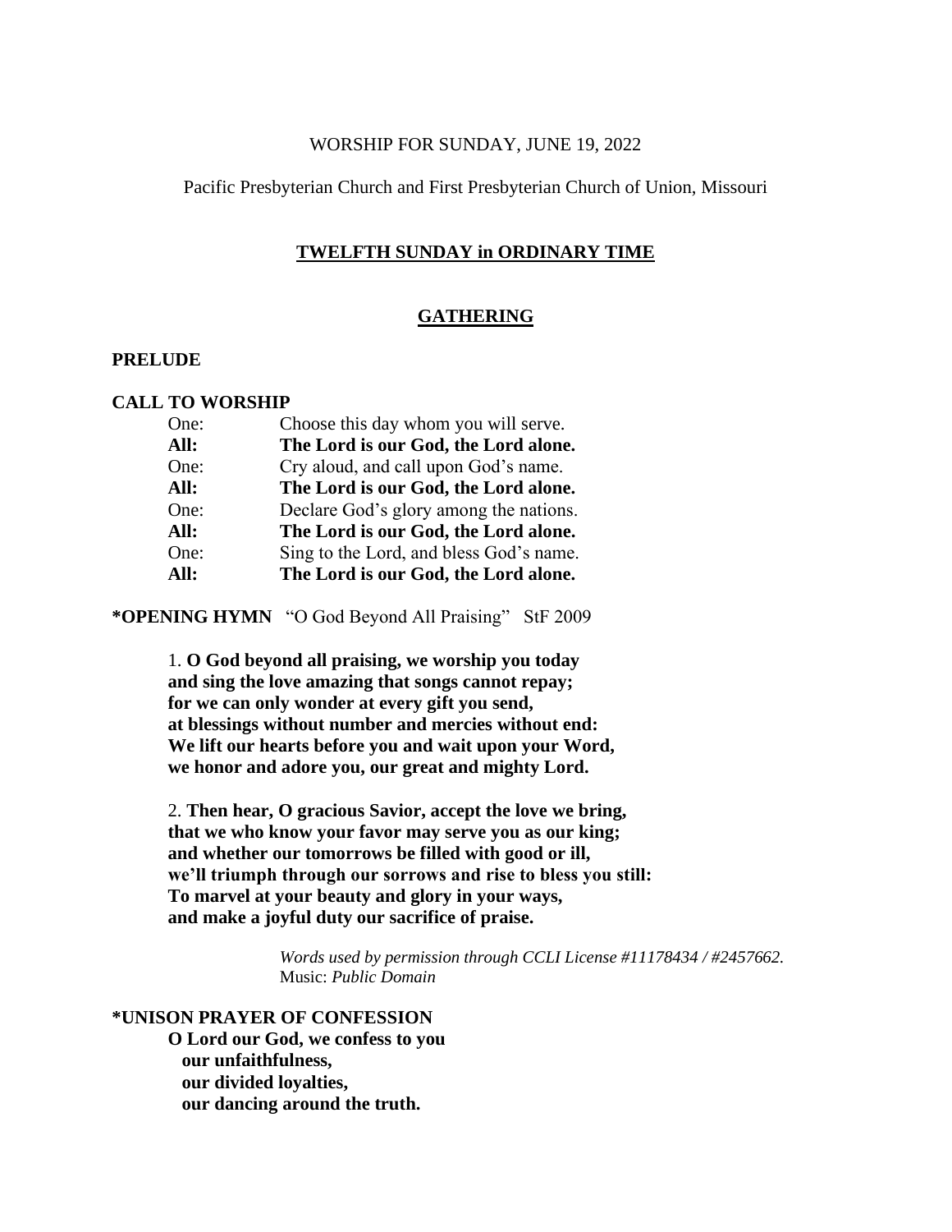WORSHIP FOR SUNDAY, JUNE 19, 2022

Pacific Presbyterian Church and First Presbyterian Church of Union, Missouri

## TWELFTH SUNDAY in ORDINARY TIME

## GATHERING

**PRELUDE**

**CALL TO WORSHIP**

One: Choose this day whom you will serve.
**All: The Lord is our God, the Lord alone.**
One: Cry aloud, and call upon God's name.
**All: The Lord is our God, the Lord alone.**
One: Declare God's glory among the nations.
**All: The Lord is our God, the Lord alone.**
One: Sing to the Lord, and bless God's name.
**All: The Lord is our God, the Lord alone.**

**\*OPENING HYMN** "O God Beyond All Praising" StF 2009

1. **O God beyond all praising, we worship you today
and sing the love amazing that songs cannot repay;
for we can only wonder at every gift you send,
at blessings without number and mercies without end:
We lift our hearts before you and wait upon your Word,
we honor and adore you, our great and mighty Lord.**

2. **Then hear, O gracious Savior, accept the love we bring,
that we who know your favor may serve you as our king;
and whether our tomorrows be filled with good or ill,
we'll triumph through our sorrows and rise to bless you still:
To marvel at your beauty and glory in your ways,
and make a joyful duty our sacrifice of praise.**

*Words used by permission through CCLI License #11178434 / #2457662.*
Music: *Public Domain*

**\*UNISON PRAYER OF CONFESSION**

**O Lord our God, we confess to you
our unfaithfulness,
our divided loyalties,
our dancing around the truth.**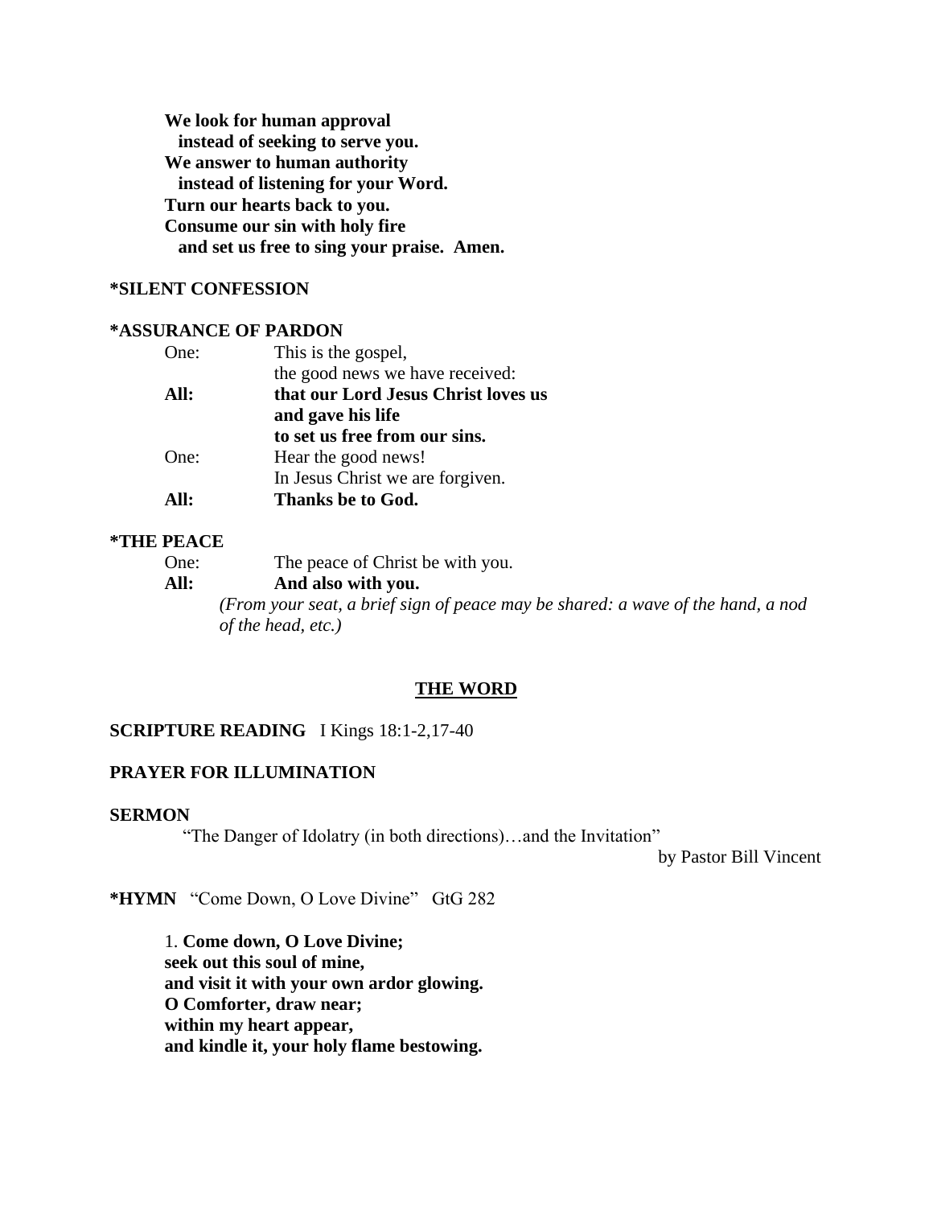**We look for human approval**
**  instead of seeking to serve you.**
**We answer to human authority**
**  instead of listening for your Word.**
**Turn our hearts back to you.**
**Consume our sin with holy fire**
**  and set us free to sing your praise.  Amen.**

**\*SILENT CONFESSION**

**\*ASSURANCE OF PARDON**

One: This is the gospel,
the good news we have received:
**All: that our Lord Jesus Christ loves us**
**and gave his life**
**to set us free from our sins.**
One: Hear the good news!
In Jesus Christ we are forgiven.
**All: Thanks be to God.**

**\*THE PEACE**

One: The peace of Christ be with you.
**All: And also with you.**
*(From your seat, a brief sign of peace may be shared: a wave of the hand, a nod of the head, etc.)*

## THE WORD

**SCRIPTURE READING** I Kings 18:1-2,17-40

**PRAYER FOR ILLUMINATION**

**SERMON**

"The Danger of Idolatry (in both directions)…and the Invitation"
by Pastor Bill Vincent

**\*HYMN** "Come Down, O Love Divine" GtG 282

1. **Come down, O Love Divine;**
**seek out this soul of mine,**
**and visit it with your own ardor glowing.**
**O Comforter, draw near;**
**within my heart appear,**
**and kindle it, your holy flame bestowing.**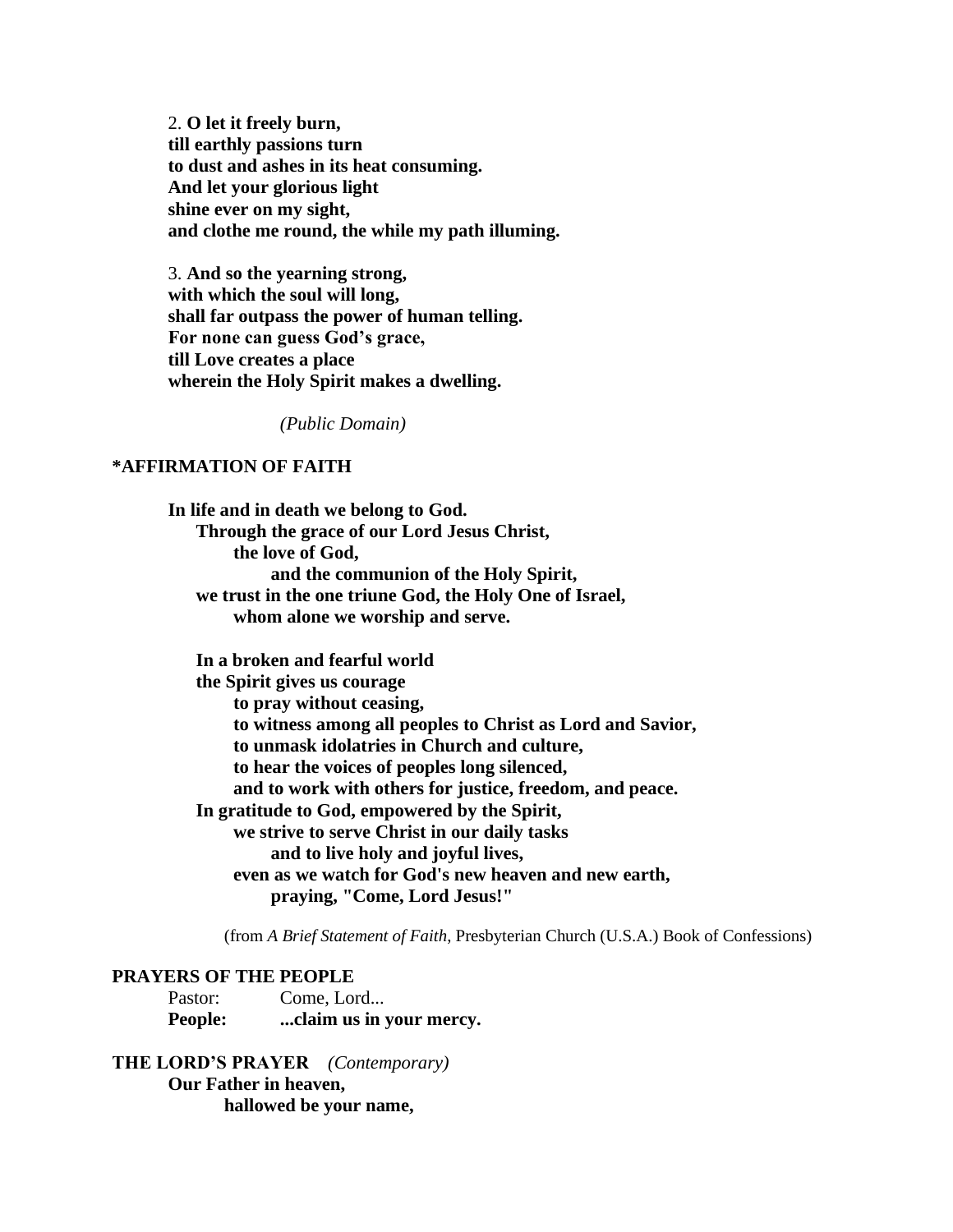2. **O let it freely burn,**
**till earthly passions turn**
**to dust and ashes in its heat consuming.**
**And let your glorious light**
**shine ever on my sight,**
**and clothe me round, the while my path illuming.**

3. **And so the yearning strong,**
**with which the soul will long,**
**shall far outpass the power of human telling.**
**For none can guess God's grace,**
**till Love creates a place**
**wherein the Holy Spirit makes a dwelling.**

*(Public Domain)*

## *AFFIRMATION OF FAITH

**In life and in death we belong to God.**
**Through the grace of our Lord Jesus Christ,**
**the love of God,**
**and the communion of the Holy Spirit,**
**we trust in the one triune God, the Holy One of Israel,**
**whom alone we worship and serve.**

**In a broken and fearful world**
**the Spirit gives us courage**
**to pray without ceasing,**
**to witness among all peoples to Christ as Lord and Savior,**
**to unmask idolatries in Church and culture,**
**to hear the voices of peoples long silenced,**
**and to work with others for justice, freedom, and peace.**
**In gratitude to God, empowered by the Spirit,**
**we strive to serve Christ in our daily tasks**
**and to live holy and joyful lives,**
**even as we watch for God's new heaven and new earth,**
**praying, "Come, Lord Jesus!"**

(from *A Brief Statement of Faith*, Presbyterian Church (U.S.A.) Book of Confessions)

## PRAYERS OF THE PEOPLE

Pastor: Come, Lord...
**People: ...claim us in your mercy.**

## THE LORD'S PRAYER *(Contemporary)*

**Our Father in heaven,**
**hallowed be your name,**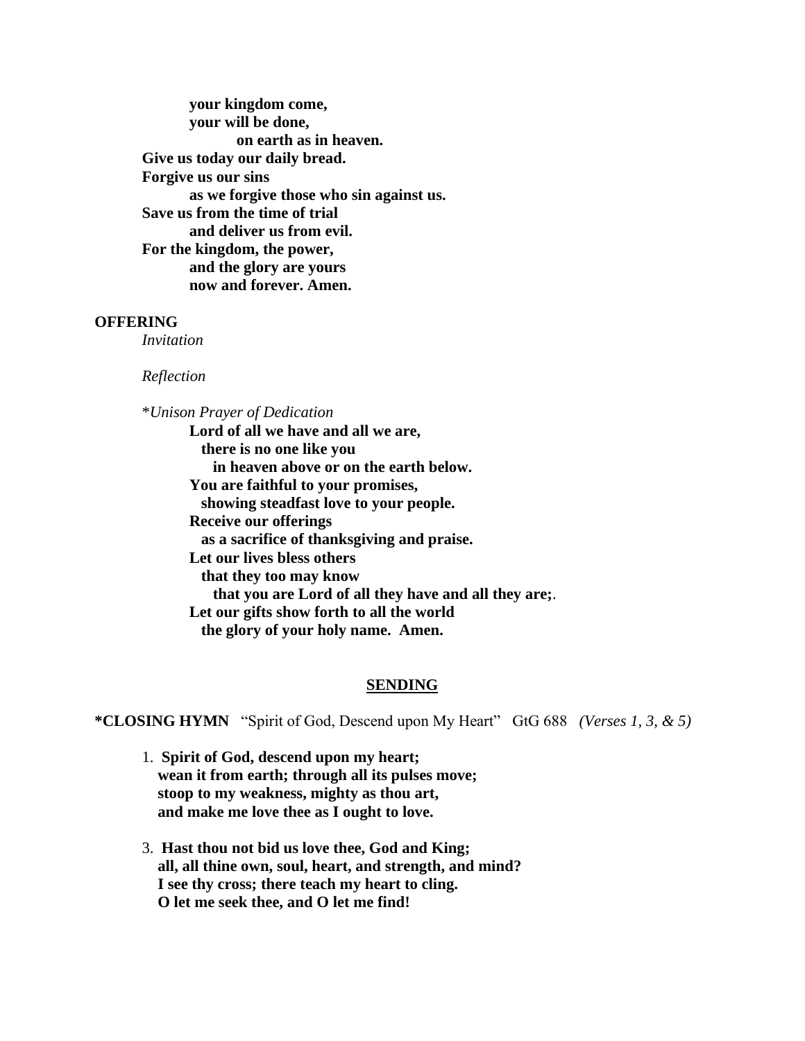**your kingdom come,**
**your will be done,**
**on earth as in heaven.**
**Give us today our daily bread.**
**Forgive us our sins**
**as we forgive those who sin against us.**
**Save us from the time of trial**
**and deliver us from evil.**
**For the kingdom, the power,**
**and the glory are yours**
**now and forever. Amen.**

**OFFERING**

*Invitation*

*Reflection*

\**Unison Prayer of Dedication*

**Lord of all we have and all we are,**
**there is no one like you**
**in heaven above or on the earth below.**
**You are faithful to your promises,**
**showing steadfast love to your people.**
**Receive our offerings**
**as a sacrifice of thanksgiving and praise.**
**Let our lives bless others**
**that they too may know**
**that you are Lord of all they have and all they are;**.
**Let our gifts show forth to all the world**
**the glory of your holy name. Amen.**

## SENDING

**\*CLOSING HYMN** "Spirit of God, Descend upon My Heart" GtG 688 *(Verses 1, 3, & 5)*

1. **Spirit of God, descend upon my heart;**
**wean it from earth; through all its pulses move;**
**stoop to my weakness, mighty as thou art,**
**and make me love thee as I ought to love.**

3. **Hast thou not bid us love thee, God and King;**
**all, all thine own, soul, heart, and strength, and mind?**
**I see thy cross; there teach my heart to cling.**
**O let me seek thee, and O let me find!**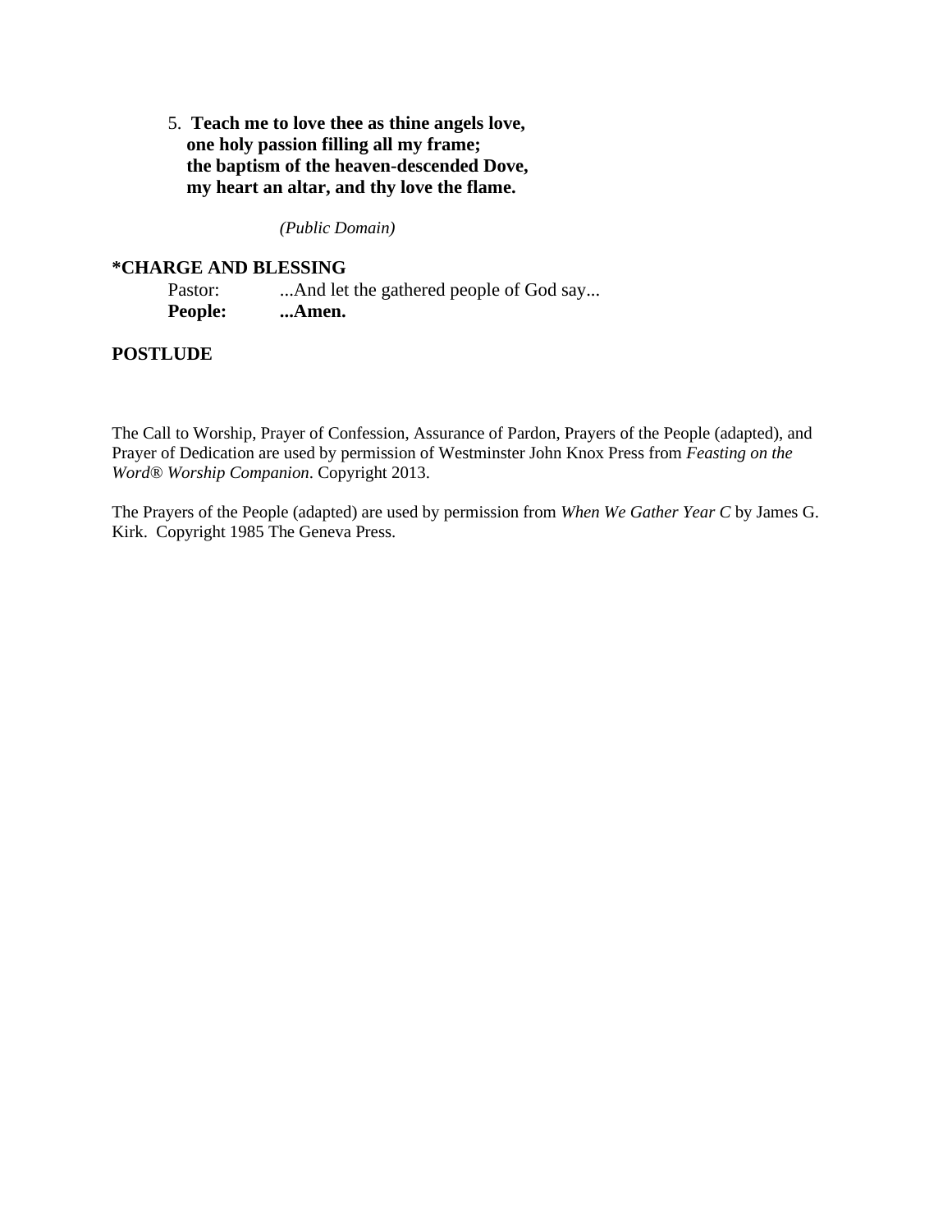5. **Teach me to love thee as thine angels love,**
   **one holy passion filling all my frame;**
   **the baptism of the heaven-descended Dove,**
   **my heart an altar, and thy love the flame.**

*(Public Domain)*

**\*CHARGE AND BLESSING**

Pastor: ...And let the gathered people of God say...
**People: ...Amen.**

**POSTLUDE**

The Call to Worship, Prayer of Confession, Assurance of Pardon, Prayers of the People (adapted), and Prayer of Dedication are used by permission of Westminster John Knox Press from *Feasting on the Word® Worship Companion*. Copyright 2013.

The Prayers of the People (adapted) are used by permission from *When We Gather Year C* by James G. Kirk. Copyright 1985 The Geneva Press.